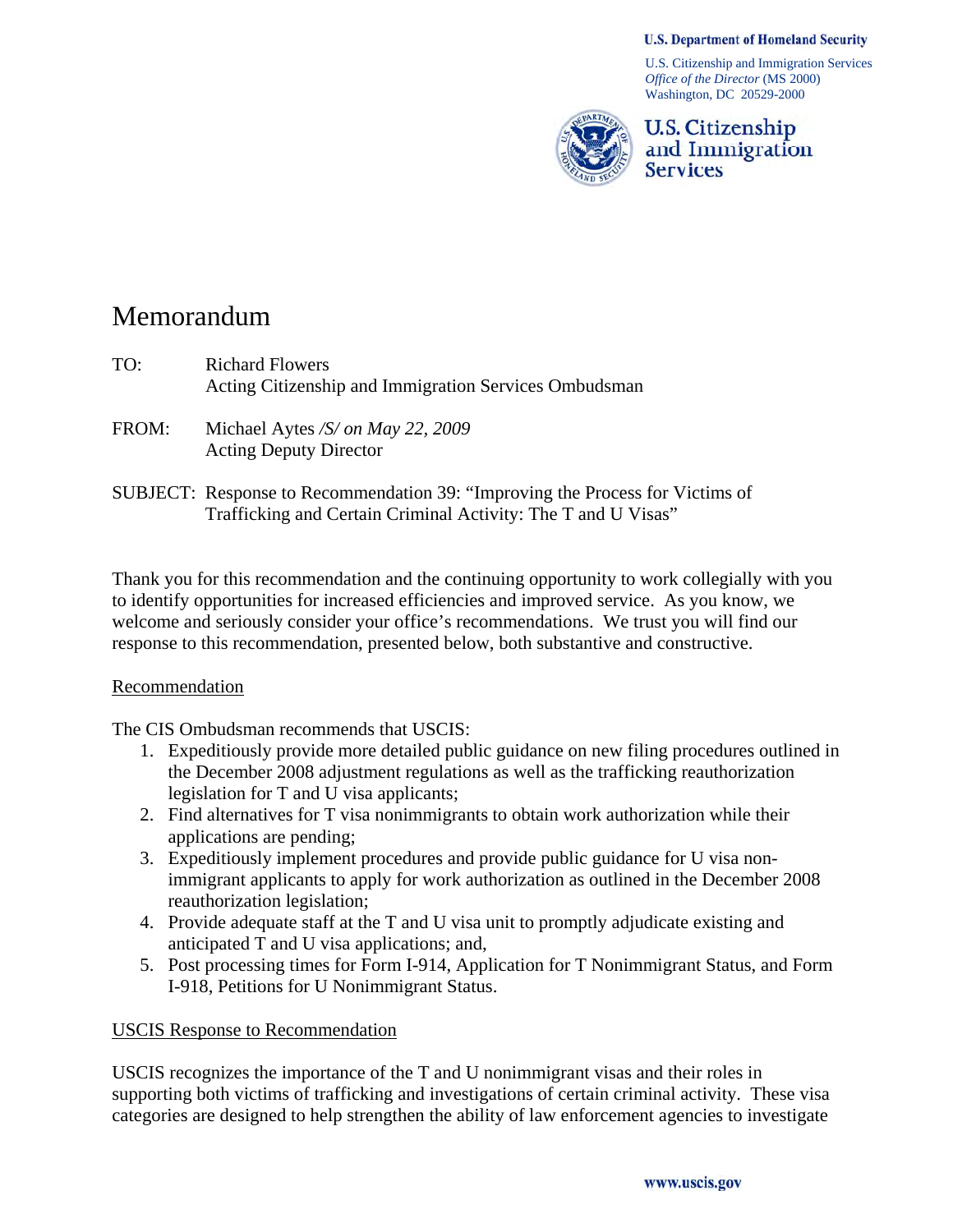**U.S. Department of Homeland Security**

U.S. Citizenship and Immigration Services
*Office of the Director* (MS 2000)
Washington, DC 20529-2000

**U.S. Citizenship and Immigration Services**

# Memorandum

TO: Richard Flowers
Acting Citizenship and Immigration Services Ombudsman

FROM: Michael Aytes */S/ on May 22, 2009*
Acting Deputy Director

SUBJECT: Response to Recommendation 39: "Improving the Process for Victims of Trafficking and Certain Criminal Activity: The T and U Visas"

Thank you for this recommendation and the continuing opportunity to work collegially with you to identify opportunities for increased efficiencies and improved service. As you know, we welcome and seriously consider your office's recommendations. We trust you will find our response to this recommendation, presented below, both substantive and constructive.

<u>Recommendation</u>

The CIS Ombudsman recommends that USCIS:

1. Expeditiously provide more detailed public guidance on new filing procedures outlined in the December 2008 adjustment regulations as well as the trafficking reauthorization legislation for T and U visa applicants;
2. Find alternatives for T visa nonimmigrants to obtain work authorization while their applications are pending;
3. Expeditiously implement procedures and provide public guidance for U visa non-immigrant applicants to apply for work authorization as outlined in the December 2008 reauthorization legislation;
4. Provide adequate staff at the T and U visa unit to promptly adjudicate existing and anticipated T and U visa applications; and,
5. Post processing times for Form I-914, Application for T Nonimmigrant Status, and Form I-918, Petitions for U Nonimmigrant Status.

<u>USCIS Response to Recommendation</u>

USCIS recognizes the importance of the T and U nonimmigrant visas and their roles in supporting both victims of trafficking and investigations of certain criminal activity. These visa categories are designed to help strengthen the ability of law enforcement agencies to investigate

www.uscis.gov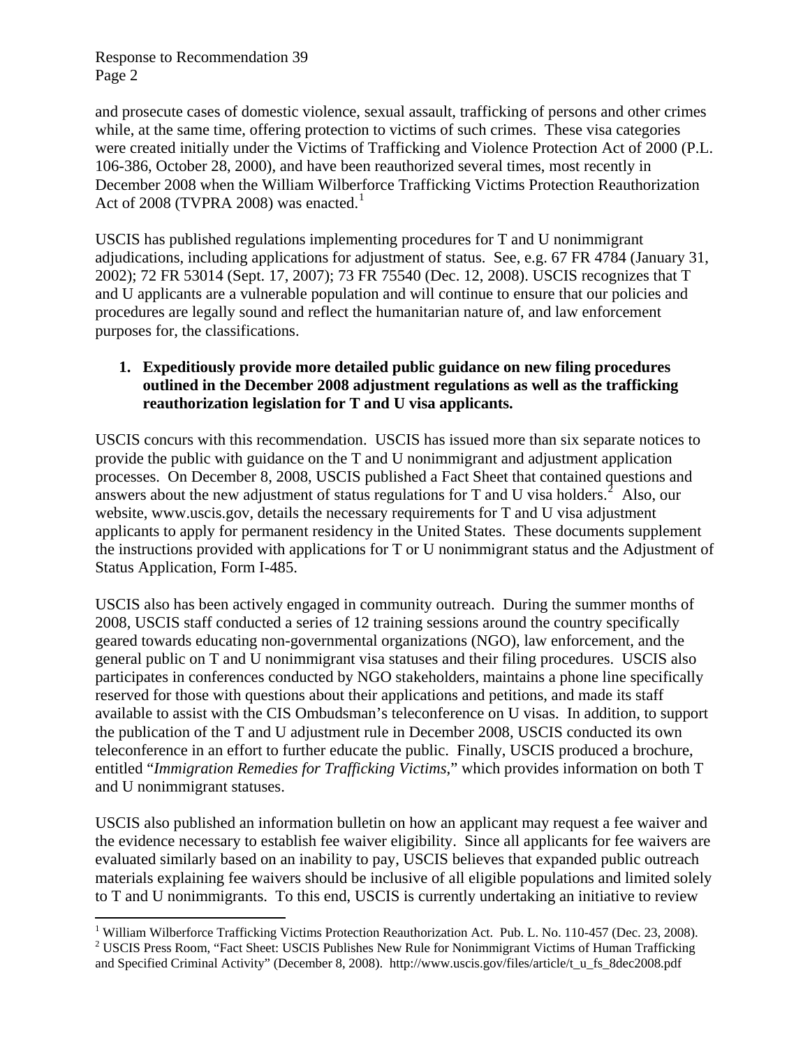and prosecute cases of domestic violence, sexual assault, trafficking of persons and other crimes while, at the same time, offering protection to victims of such crimes. These visa categories were created initially under the Victims of Trafficking and Violence Protection Act of 2000 (P.L. 106-386, October 28, 2000), and have been reauthorized several times, most recently in December 2008 when the William Wilberforce Trafficking Victims Protection Reauthorization Act of 2008 (TVPRA 2008) was enacted.[1]

USCIS has published regulations implementing procedures for T and U nonimmigrant adjudications, including applications for adjustment of status. See, e.g. 67 FR 4784 (January 31, 2002); 72 FR 53014 (Sept. 17, 2007); 73 FR 75540 (Dec. 12, 2008). USCIS recognizes that T and U applicants are a vulnerable population and will continue to ensure that our policies and procedures are legally sound and reflect the humanitarian nature of, and law enforcement purposes for, the classifications.

1. **Expeditiously provide more detailed public guidance on new filing procedures outlined in the December 2008 adjustment regulations as well as the trafficking reauthorization legislation for T and U visa applicants.**

USCIS concurs with this recommendation. USCIS has issued more than six separate notices to provide the public with guidance on the T and U nonimmigrant and adjustment application processes. On December 8, 2008, USCIS published a Fact Sheet that contained questions and answers about the new adjustment of status regulations for T and U visa holders.[2] Also, our website, www.uscis.gov, details the necessary requirements for T and U visa adjustment applicants to apply for permanent residency in the United States. These documents supplement the instructions provided with applications for T or U nonimmigrant status and the Adjustment of Status Application, Form I-485.

USCIS also has been actively engaged in community outreach. During the summer months of 2008, USCIS staff conducted a series of 12 training sessions around the country specifically geared towards educating non-governmental organizations (NGO), law enforcement, and the general public on T and U nonimmigrant visa statuses and their filing procedures. USCIS also participates in conferences conducted by NGO stakeholders, maintains a phone line specifically reserved for those with questions about their applications and petitions, and made its staff available to assist with the CIS Ombudsman's teleconference on U visas. In addition, to support the publication of the T and U adjustment rule in December 2008, USCIS conducted its own teleconference in an effort to further educate the public. Finally, USCIS produced a brochure, entitled "*Immigration Remedies for Trafficking Victims*," which provides information on both T and U nonimmigrant statuses.

USCIS also published an information bulletin on how an applicant may request a fee waiver and the evidence necessary to establish fee waiver eligibility. Since all applicants for fee waivers are evaluated similarly based on an inability to pay, USCIS believes that expanded public outreach materials explaining fee waivers should be inclusive of all eligible populations and limited solely to T and U nonimmigrants. To this end, USCIS is currently undertaking an initiative to review

---

[1] William Wilberforce Trafficking Victims Protection Reauthorization Act. Pub. L. No. 110-457 (Dec. 23, 2008).

[2] USCIS Press Room, "Fact Sheet: USCIS Publishes New Rule for Nonimmigrant Victims of Human Trafficking and Specified Criminal Activity" (December 8, 2008). http://www.uscis.gov/files/article/t_u_fs_8dec2008.pdf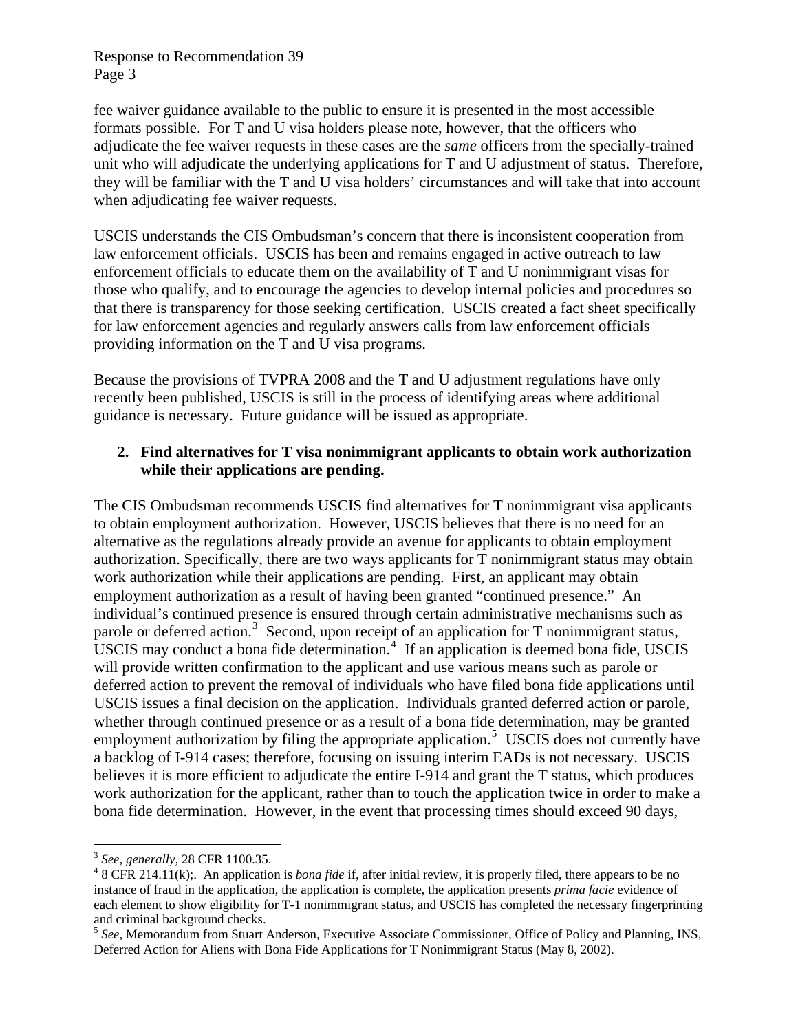fee waiver guidance available to the public to ensure it is presented in the most accessible formats possible. For T and U visa holders please note, however, that the officers who adjudicate the fee waiver requests in these cases are the *same* officers from the specially-trained unit who will adjudicate the underlying applications for T and U adjustment of status. Therefore, they will be familiar with the T and U visa holders' circumstances and will take that into account when adjudicating fee waiver requests.

USCIS understands the CIS Ombudsman's concern that there is inconsistent cooperation from law enforcement officials. USCIS has been and remains engaged in active outreach to law enforcement officials to educate them on the availability of T and U nonimmigrant visas for those who qualify, and to encourage the agencies to develop internal policies and procedures so that there is transparency for those seeking certification. USCIS created a fact sheet specifically for law enforcement agencies and regularly answers calls from law enforcement officials providing information on the T and U visa programs.

Because the provisions of TVPRA 2008 and the T and U adjustment regulations have only recently been published, USCIS is still in the process of identifying areas where additional guidance is necessary. Future guidance will be issued as appropriate.

**2. Find alternatives for T visa nonimmigrant applicants to obtain work authorization while their applications are pending.**

The CIS Ombudsman recommends USCIS find alternatives for T nonimmigrant visa applicants to obtain employment authorization. However, USCIS believes that there is no need for an alternative as the regulations already provide an avenue for applicants to obtain employment authorization. Specifically, there are two ways applicants for T nonimmigrant status may obtain work authorization while their applications are pending. First, an applicant may obtain employment authorization as a result of having been granted "continued presence." An individual's continued presence is ensured through certain administrative mechanisms such as parole or deferred action.[3] Second, upon receipt of an application for T nonimmigrant status, USCIS may conduct a bona fide determination.[4] If an application is deemed bona fide, USCIS will provide written confirmation to the applicant and use various means such as parole or deferred action to prevent the removal of individuals who have filed bona fide applications until USCIS issues a final decision on the application. Individuals granted deferred action or parole, whether through continued presence or as a result of a bona fide determination, may be granted employment authorization by filing the appropriate application.[5] USCIS does not currently have a backlog of I-914 cases; therefore, focusing on issuing interim EADs is not necessary. USCIS believes it is more efficient to adjudicate the entire I-914 and grant the T status, which produces work authorization for the applicant, rather than to touch the application twice in order to make a bona fide determination. However, in the event that processing times should exceed 90 days,

---

[3] *See, generally,* 28 CFR 1100.35.

[4] 8 CFR 214.11(k);. An application is *bona fide* if, after initial review, it is properly filed, there appears to be no instance of fraud in the application, the application is complete, the application presents *prima facie* evidence of each element to show eligibility for T-1 nonimmigrant status, and USCIS has completed the necessary fingerprinting and criminal background checks.

[5] *See,* Memorandum from Stuart Anderson, Executive Associate Commissioner, Office of Policy and Planning, INS, Deferred Action for Aliens with Bona Fide Applications for T Nonimmigrant Status (May 8, 2002).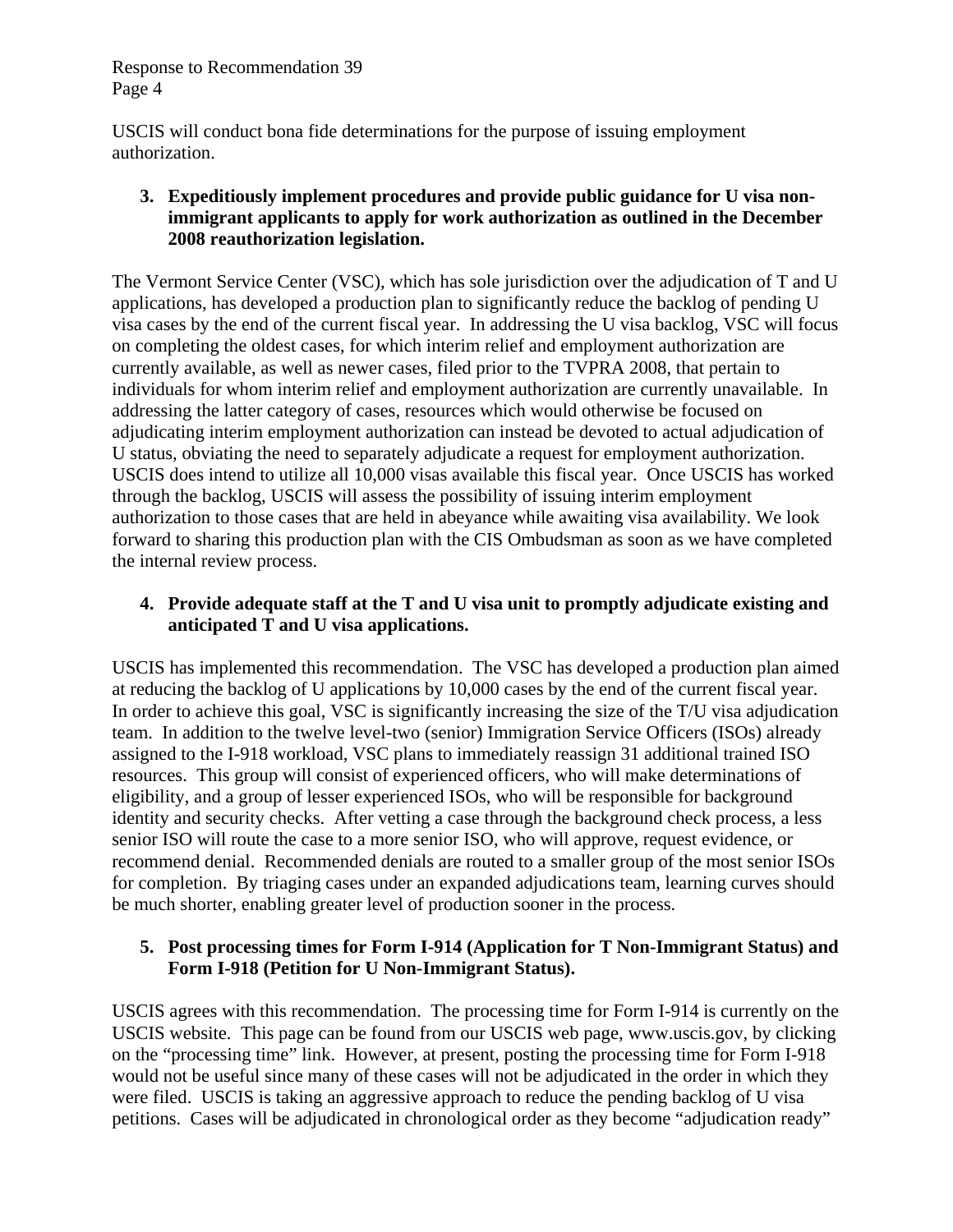USCIS will conduct bona fide determinations for the purpose of issuing employment authorization.

**3. Expeditiously implement procedures and provide public guidance for U visa non-immigrant applicants to apply for work authorization as outlined in the December 2008 reauthorization legislation.**

The Vermont Service Center (VSC), which has sole jurisdiction over the adjudication of T and U applications, has developed a production plan to significantly reduce the backlog of pending U visa cases by the end of the current fiscal year. In addressing the U visa backlog, VSC will focus on completing the oldest cases, for which interim relief and employment authorization are currently available, as well as newer cases, filed prior to the TVPRA 2008, that pertain to individuals for whom interim relief and employment authorization are currently unavailable. In addressing the latter category of cases, resources which would otherwise be focused on adjudicating interim employment authorization can instead be devoted to actual adjudication of U status, obviating the need to separately adjudicate a request for employment authorization. USCIS does intend to utilize all 10,000 visas available this fiscal year. Once USCIS has worked through the backlog, USCIS will assess the possibility of issuing interim employment authorization to those cases that are held in abeyance while awaiting visa availability. We look forward to sharing this production plan with the CIS Ombudsman as soon as we have completed the internal review process.

**4. Provide adequate staff at the T and U visa unit to promptly adjudicate existing and anticipated T and U visa applications.**

USCIS has implemented this recommendation. The VSC has developed a production plan aimed at reducing the backlog of U applications by 10,000 cases by the end of the current fiscal year. In order to achieve this goal, VSC is significantly increasing the size of the T/U visa adjudication team. In addition to the twelve level-two (senior) Immigration Service Officers (ISOs) already assigned to the I-918 workload, VSC plans to immediately reassign 31 additional trained ISO resources. This group will consist of experienced officers, who will make determinations of eligibility, and a group of lesser experienced ISOs, who will be responsible for background identity and security checks. After vetting a case through the background check process, a less senior ISO will route the case to a more senior ISO, who will approve, request evidence, or recommend denial. Recommended denials are routed to a smaller group of the most senior ISOs for completion. By triaging cases under an expanded adjudications team, learning curves should be much shorter, enabling greater level of production sooner in the process.

**5. Post processing times for Form I-914 (Application for T Non-Immigrant Status) and Form I-918 (Petition for U Non-Immigrant Status).**

USCIS agrees with this recommendation. The processing time for Form I-914 is currently on the USCIS website. This page can be found from our USCIS web page, www.uscis.gov, by clicking on the "processing time" link. However, at present, posting the processing time for Form I-918 would not be useful since many of these cases will not be adjudicated in the order in which they were filed. USCIS is taking an aggressive approach to reduce the pending backlog of U visa petitions. Cases will be adjudicated in chronological order as they become "adjudication ready"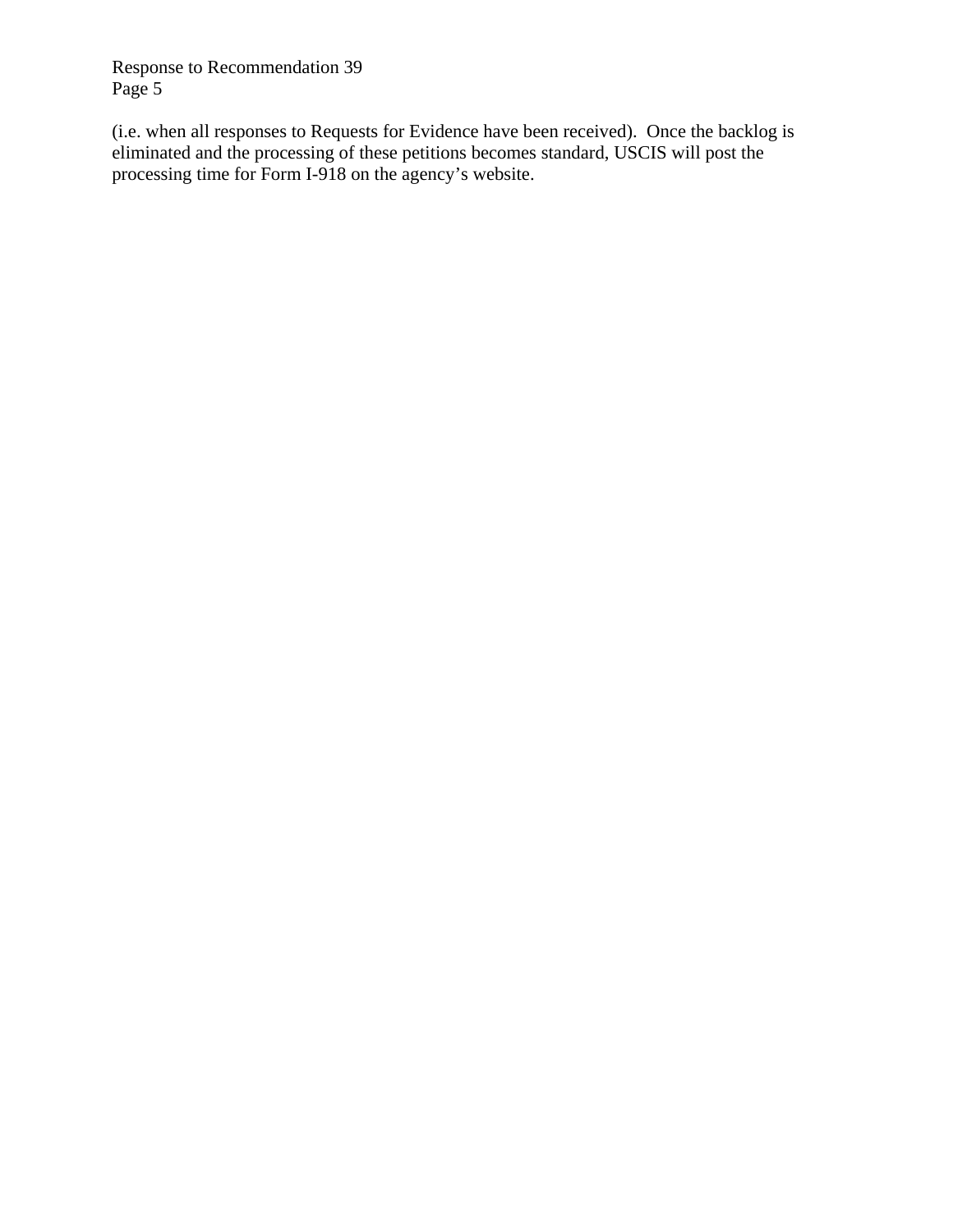(i.e. when all responses to Requests for Evidence have been received). Once the backlog is eliminated and the processing of these petitions becomes standard, USCIS will post the processing time for Form I-918 on the agency's website.